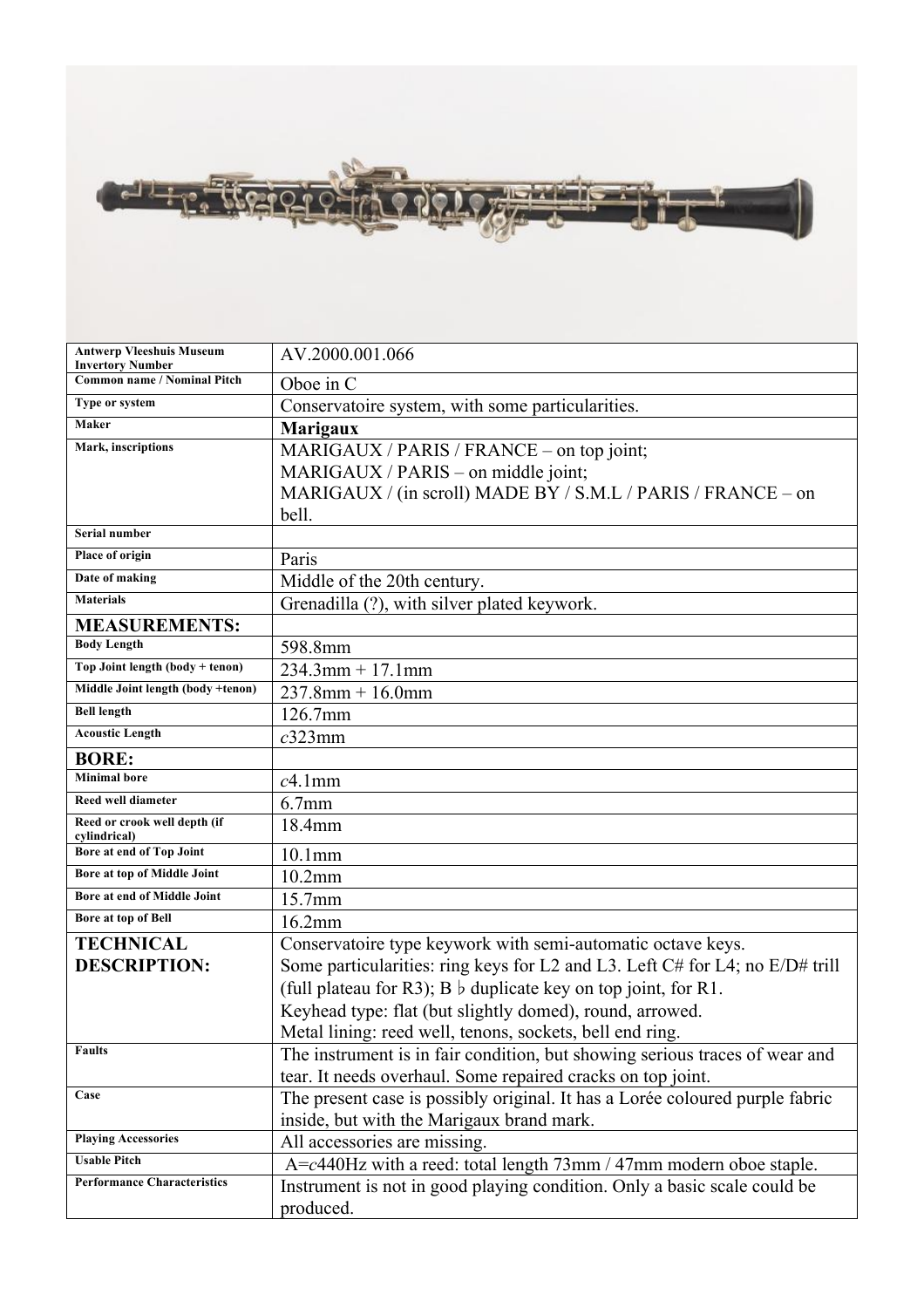| | |
|---|---|
| **Antwerp Vleeshuis Museum Invertory Number** | AV.2000.001.066 |
| **Common name / Nominal Pitch** | Oboe in C |
| **Type or system** | Conservatoire system, with some particularities. |
| **Maker** | **Marigaux** |
| **Mark, inscriptions** | MARIGAUX / PARIS / FRANCE – on top joint;<br>MARIGAUX / PARIS – on middle joint;<br>MARIGAUX / (in scroll) MADE BY / S.M.L / PARIS / FRANCE – on bell. |
| **Serial number** | |
| **Place of origin** | Paris |
| **Date of making** | Middle of the 20th century. |
| **Materials** | Grenadilla (?), with silver plated keywork. |
| **MEASUREMENTS:** | |
| **Body Length** | 598.8mm |
| **Top Joint length (body + tenon)** | 234.3mm + 17.1mm |
| **Middle Joint length (body +tenon)** | 237.8mm + 16.0mm |
| **Bell length** | 126.7mm |
| **Acoustic Length** | *c*323mm |
| **BORE:** | |
| **Minimal bore** | *c*4.1mm |
| **Reed well diameter** | 6.7mm |
| **Reed or crook well depth (if cylindrical)** | 18.4mm |
| **Bore at end of Top Joint** | 10.1mm |
| **Bore at top of Middle Joint** | 10.2mm |
| **Bore at end of Middle Joint** | 15.7mm |
| **Bore at top of Bell** | 16.2mm |
| **TECHNICAL DESCRIPTION:** | Conservatoire type keywork with semi-automatic octave keys.<br>Some particularities: ring keys for L2 and L3. Left C# for L4; no E/D# trill (full plateau for R3); B ♭ duplicate key on top joint, for R1.<br>Keyhead type: flat (but slightly domed), round, arrowed.<br>Metal lining: reed well, tenons, sockets, bell end ring. |
| **Faults** | The instrument is in fair condition, but showing serious traces of wear and tear. It needs overhaul. Some repaired cracks on top joint. |
| **Case** | The present case is possibly original. It has a Lorée coloured purple fabric inside, but with the Marigaux brand mark. |
| **Playing Accessories** | All accessories are missing. |
| **Usable Pitch** | A=*c*440Hz with a reed: total length 73mm / 47mm modern oboe staple. |
| **Performance Characteristics** | Instrument is not in good playing condition. Only a basic scale could be produced. |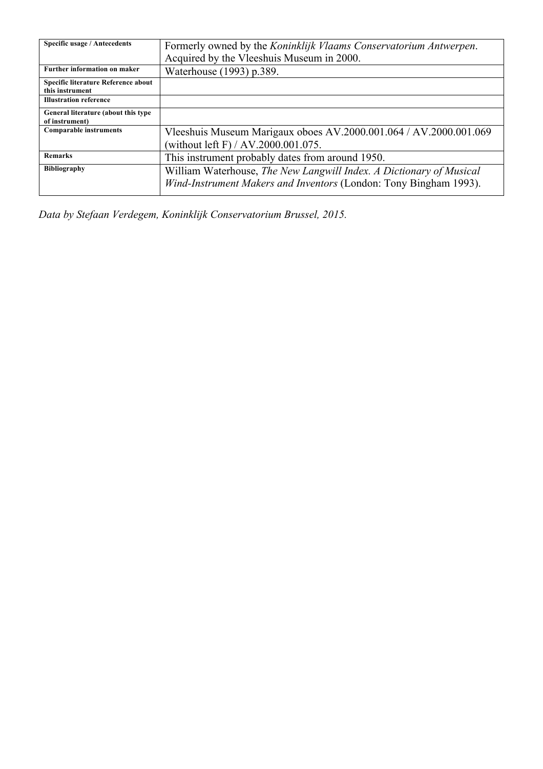| | |
|---|---|
| **Specific usage / Antecedents** | Formerly owned by the *Koninklijk Vlaams Conservatorium Antwerpen*. Acquired by the Vleeshuis Museum in 2000. |
| **Further information on maker** | Waterhouse (1993) p.389. |
| **Specific literature Reference about this instrument** | |
| **Illustration reference** | |
| **General literature (about this type of instrument)** | |
| **Comparable instruments** | Vleeshuis Museum Marigaux oboes AV.2000.001.064 / AV.2000.001.069 (without left F) / AV.2000.001.075. |
| **Remarks** | This instrument probably dates from around 1950. |
| **Bibliography** | William Waterhouse, *The New Langwill Index. A Dictionary of Musical Wind-Instrument Makers and Inventors* (London: Tony Bingham 1993). |

*Data by Stefaan Verdegem, Koninklijk Conservatorium Brussel, 2015.*